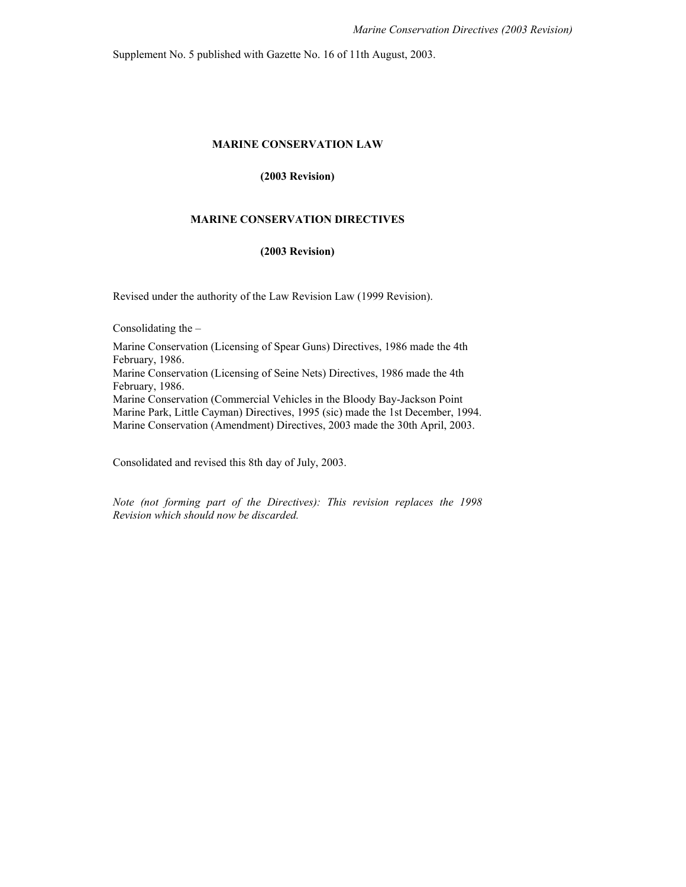Supplement No. 5 published with Gazette No. 16 of 11th August, 2003.

# MARINE CONSERVATION LAW

**(2003 Revision)**

# MARINE CONSERVATION DIRECTIVES

**(2003 Revision)**

Revised under the authority of the Law Revision Law (1999 Revision).

Consolidating the –

Marine Conservation (Licensing of Spear Guns) Directives, 1986 made the 4th February, 1986.
Marine Conservation (Licensing of Seine Nets) Directives, 1986 made the 4th February, 1986.
Marine Conservation (Commercial Vehicles in the Bloody Bay-Jackson Point Marine Park, Little Cayman) Directives, 1995 (sic) made the 1st December, 1994.
Marine Conservation (Amendment) Directives, 2003 made the 30th April, 2003.

Consolidated and revised this 8th day of July, 2003.

*Note (not forming part of the Directives): This revision replaces the 1998 Revision which should now be discarded.*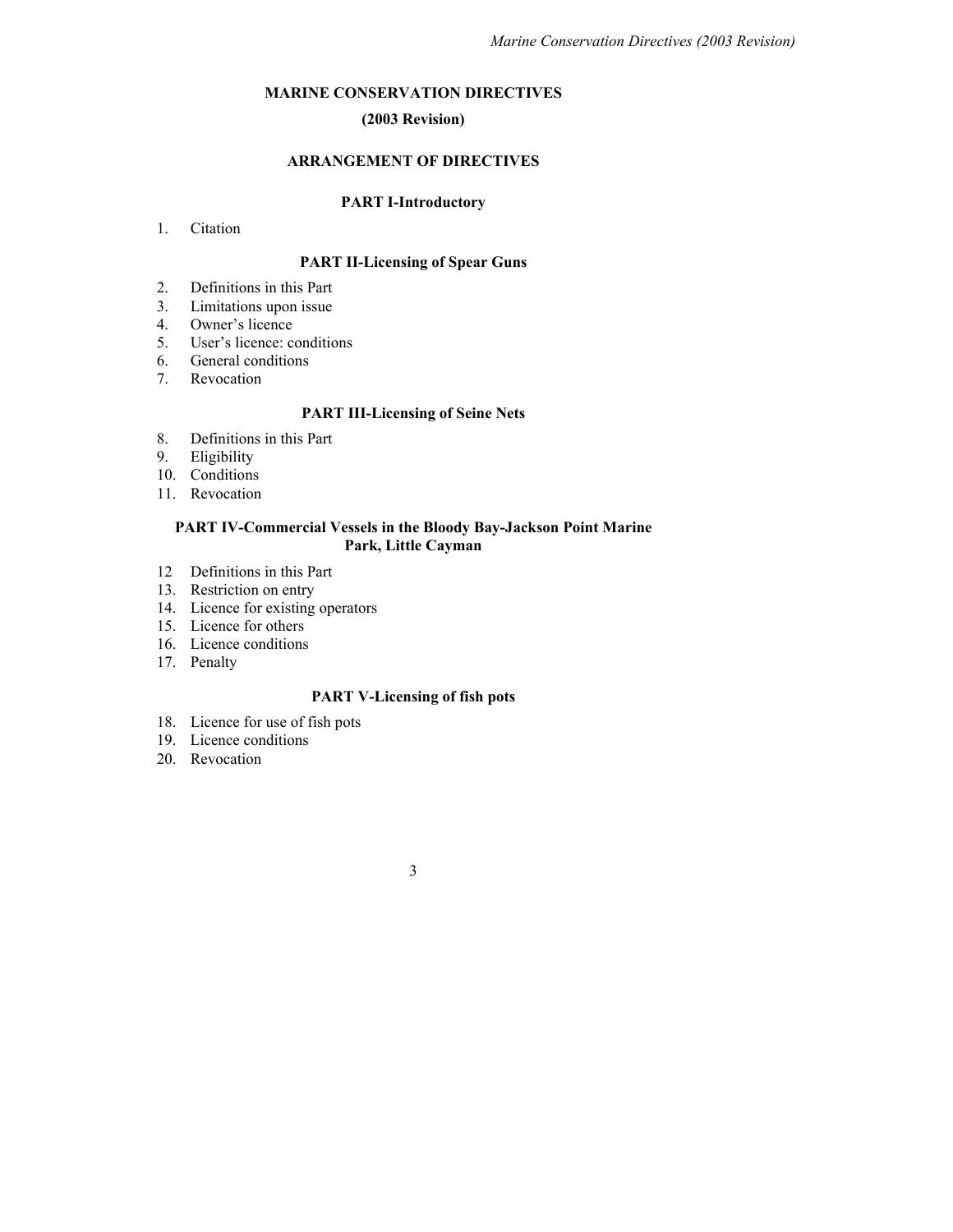# MARINE CONSERVATION DIRECTIVES

## (2003 Revision)

## ARRANGEMENT OF DIRECTIVES

### PART I-Introductory

1. Citation

### PART II-Licensing of Spear Guns

2. Definitions in this Part
3. Limitations upon issue
4. Owner's licence
5. User's licence: conditions
6. General conditions
7. Revocation

### PART III-Licensing of Seine Nets

8. Definitions in this Part
9. Eligibility
10. Conditions
11. Revocation

### PART IV-Commercial Vessels in the Bloody Bay-Jackson Point Marine Park, Little Cayman

12 Definitions in this Part
13. Restriction on entry
14. Licence for existing operators
15. Licence for others
16. Licence conditions
17. Penalty

### PART V-Licensing of fish pots

18. Licence for use of fish pots
19. Licence conditions
20. Revocation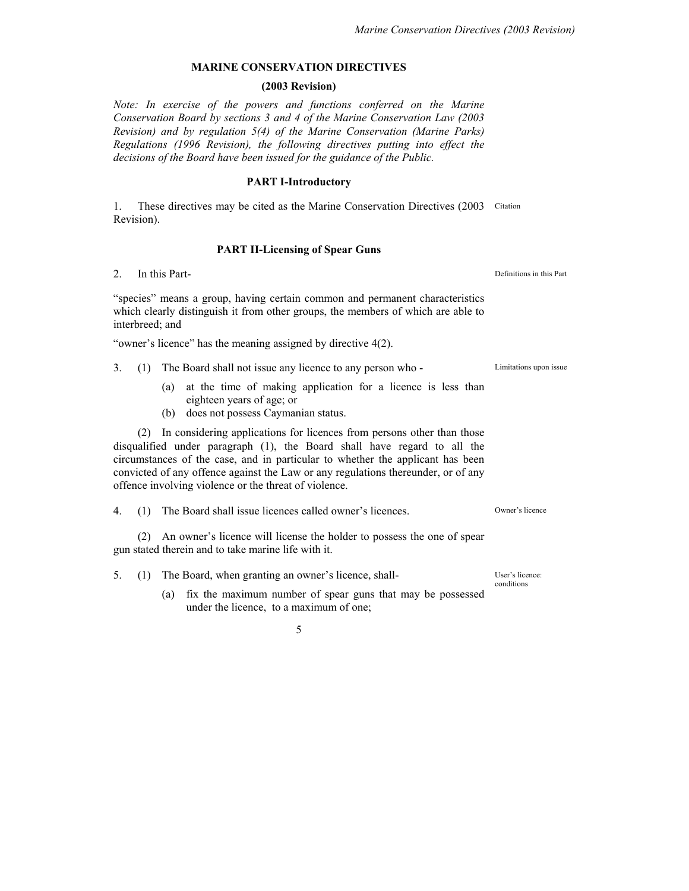# MARINE CONSERVATION DIRECTIVES

## (2003 Revision)

*Note: In exercise of the powers and functions conferred on the Marine Conservation Board by sections 3 and 4 of the Marine Conservation Law (2003 Revision) and by regulation 5(4) of the Marine Conservation (Marine Parks) Regulations (1996 Revision), the following directives putting into effect the decisions of the Board have been issued for the guidance of the Public.*

## PART I-Introductory

Citation

1. These directives may be cited as the Marine Conservation Directives (2003 Revision).

## PART II-Licensing of Spear Guns

Definitions in this Part

2. In this Part-

"species" means a group, having certain common and permanent characteristics which clearly distinguish it from other groups, the members of which are able to interbreed; and

"owner's licence" has the meaning assigned by directive 4(2).

Limitations upon issue

3. (1) The Board shall not issue any licence to any person who -

   (a) at the time of making application for a licence is less than eighteen years of age; or
   (b) does not possess Caymanian status.

(2) In considering applications for licences from persons other than those disqualified under paragraph (1), the Board shall have regard to all the circumstances of the case, and in particular to whether the applicant has been convicted of any offence against the Law or any regulations thereunder, or of any offence involving violence or the threat of violence.

Owner's licence

4. (1) The Board shall issue licences called owner's licences.

(2) An owner's licence will license the holder to possess the one of spear gun stated therein and to take marine life with it.

User's licence: conditions

5. (1) The Board, when granting an owner's licence, shall-

   (a) fix the maximum number of spear guns that may be possessed under the licence, to a maximum of one;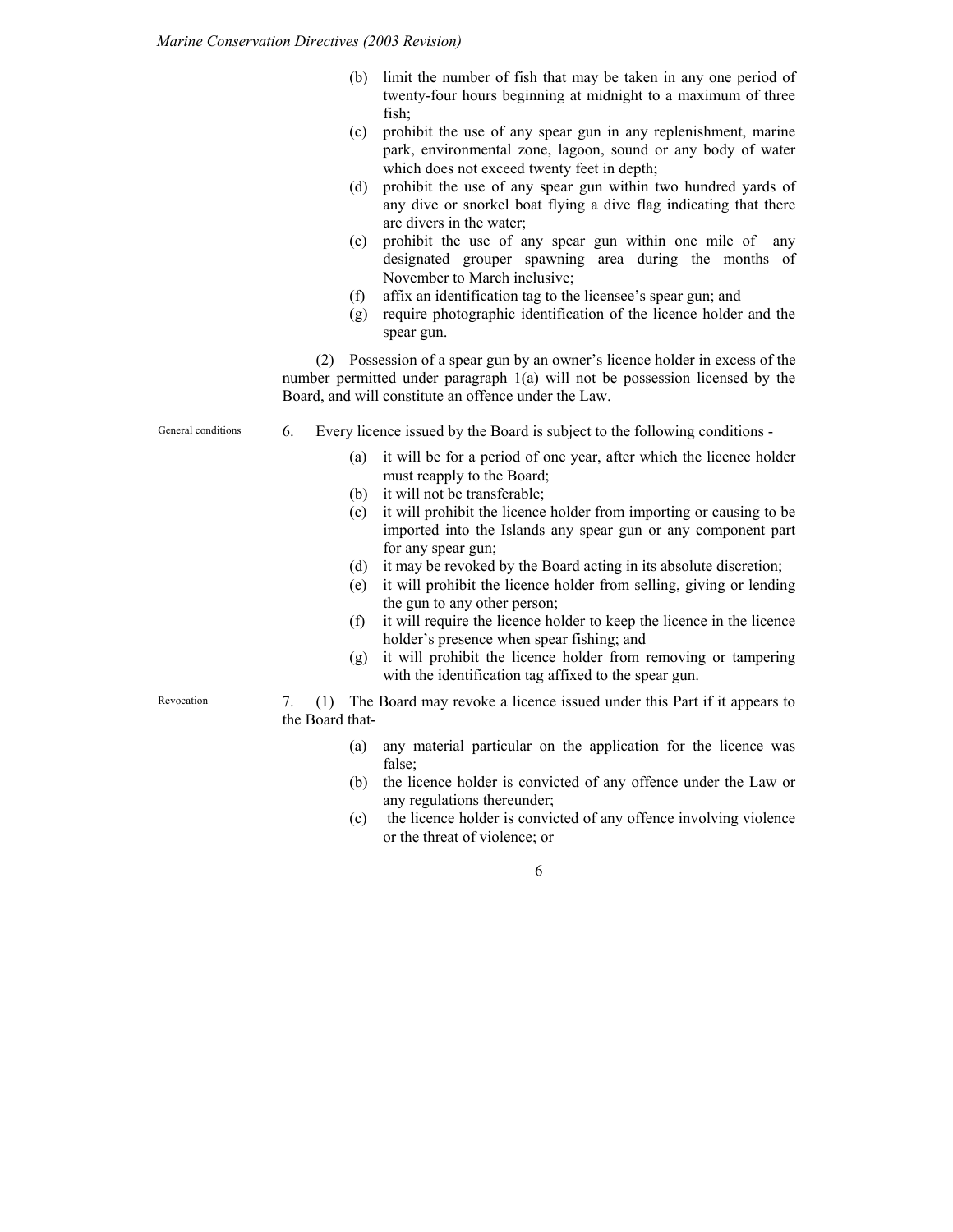(b) limit the number of fish that may be taken in any one period of twenty-four hours beginning at midnight to a maximum of three fish;

(c) prohibit the use of any spear gun in any replenishment, marine park, environmental zone, lagoon, sound or any body of water which does not exceed twenty feet in depth;

(d) prohibit the use of any spear gun within two hundred yards of any dive or snorkel boat flying a dive flag indicating that there are divers in the water;

(e) prohibit the use of any spear gun within one mile of any designated grouper spawning area during the months of November to March inclusive;

(f) affix an identification tag to the licensee's spear gun; and

(g) require photographic identification of the licence holder and the spear gun.

(2) Possession of a spear gun by an owner's licence holder in excess of the number permitted under paragraph 1(a) will not be possession licensed by the Board, and will constitute an offence under the Law.

General conditions

6. Every licence issued by the Board is subject to the following conditions -

(a) it will be for a period of one year, after which the licence holder must reapply to the Board;

(b) it will not be transferable;

(c) it will prohibit the licence holder from importing or causing to be imported into the Islands any spear gun or any component part for any spear gun;

(d) it may be revoked by the Board acting in its absolute discretion;

(e) it will prohibit the licence holder from selling, giving or lending the gun to any other person;

(f) it will require the licence holder to keep the licence in the licence holder's presence when spear fishing; and

(g) it will prohibit the licence holder from removing or tampering with the identification tag affixed to the spear gun.

Revocation

7. (1) The Board may revoke a licence issued under this Part if it appears to the Board that-

(a) any material particular on the application for the licence was false;

(b) the licence holder is convicted of any offence under the Law or any regulations thereunder;

(c) the licence holder is convicted of any offence involving violence or the threat of violence; or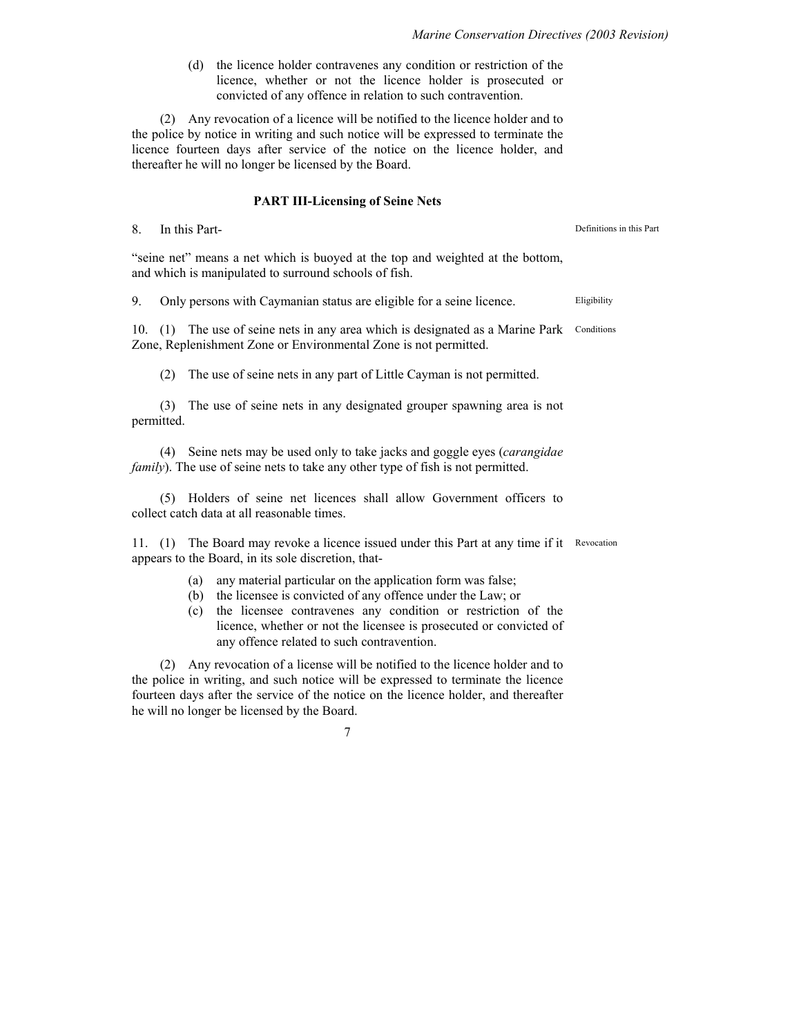(d) the licence holder contravenes any condition or restriction of the licence, whether or not the licence holder is prosecuted or convicted of any offence in relation to such contravention.

(2) Any revocation of a licence will be notified to the licence holder and to the police by notice in writing and such notice will be expressed to terminate the licence fourteen days after service of the notice on the licence holder, and thereafter he will no longer be licensed by the Board.

**PART III-Licensing of Seine Nets**

8. In this Part-

*Definitions in this Part*

"seine net" means a net which is buoyed at the top and weighted at the bottom, and which is manipulated to surround schools of fish.

9. Only persons with Caymanian status are eligible for a seine licence.

*Eligibility*

10. (1) The use of seine nets in any area which is designated as a Marine Park Zone, Replenishment Zone or Environmental Zone is not permitted.

*Conditions*

(2) The use of seine nets in any part of Little Cayman is not permitted.

(3) The use of seine nets in any designated grouper spawning area is not permitted.

(4) Seine nets may be used only to take jacks and goggle eyes (*carangidae family*). The use of seine nets to take any other type of fish is not permitted.

(5) Holders of seine net licences shall allow Government officers to collect catch data at all reasonable times.

11. (1) The Board may revoke a licence issued under this Part at any time if it appears to the Board, in its sole discretion, that-

*Revocation*

(a) any material particular on the application form was false;
(b) the licensee is convicted of any offence under the Law; or
(c) the licensee contravenes any condition or restriction of the licence, whether or not the licensee is prosecuted or convicted of any offence related to such contravention.

(2) Any revocation of a license will be notified to the licence holder and to the police in writing, and such notice will be expressed to terminate the licence fourteen days after the service of the notice on the licence holder, and thereafter he will no longer be licensed by the Board.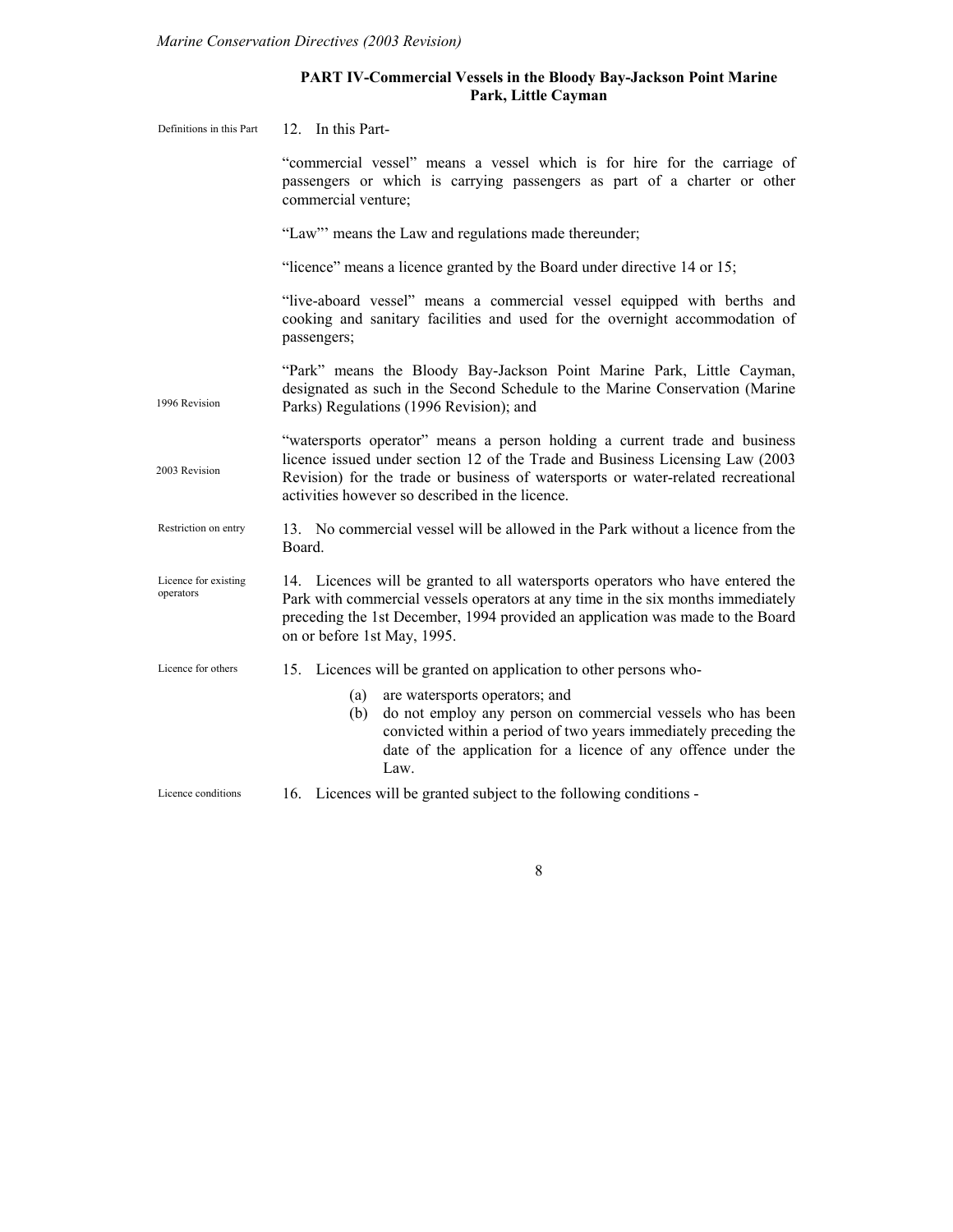## PART IV-Commercial Vessels in the Bloody Bay-Jackson Point Marine Park, Little Cayman

Definitions in this Part

12. In this Part-

"commercial vessel" means a vessel which is for hire for the carriage of passengers or which is carrying passengers as part of a charter or other commercial venture;

"Law"' means the Law and regulations made thereunder;

"licence" means a licence granted by the Board under directive 14 or 15;

"live-aboard vessel" means a commercial vessel equipped with berths and cooking and sanitary facilities and used for the overnight accommodation of passengers;

1996 Revision

"Park" means the Bloody Bay-Jackson Point Marine Park, Little Cayman, designated as such in the Second Schedule to the Marine Conservation (Marine Parks) Regulations (1996 Revision); and

2003 Revision

"watersports operator" means a person holding a current trade and business licence issued under section 12 of the Trade and Business Licensing Law (2003 Revision) for the trade or business of watersports or water-related recreational activities however so described in the licence.

Restriction on entry

13. No commercial vessel will be allowed in the Park without a licence from the Board.

Licence for existing operators

14. Licences will be granted to all watersports operators who have entered the Park with commercial vessels operators at any time in the six months immediately preceding the 1st December, 1994 provided an application was made to the Board on or before 1st May, 1995.

Licence for others

15. Licences will be granted on application to other persons who-

(a) are watersports operators; and
(b) do not employ any person on commercial vessels who has been convicted within a period of two years immediately preceding the date of the application for a licence of any offence under the Law.

Licence conditions

16. Licences will be granted subject to the following conditions -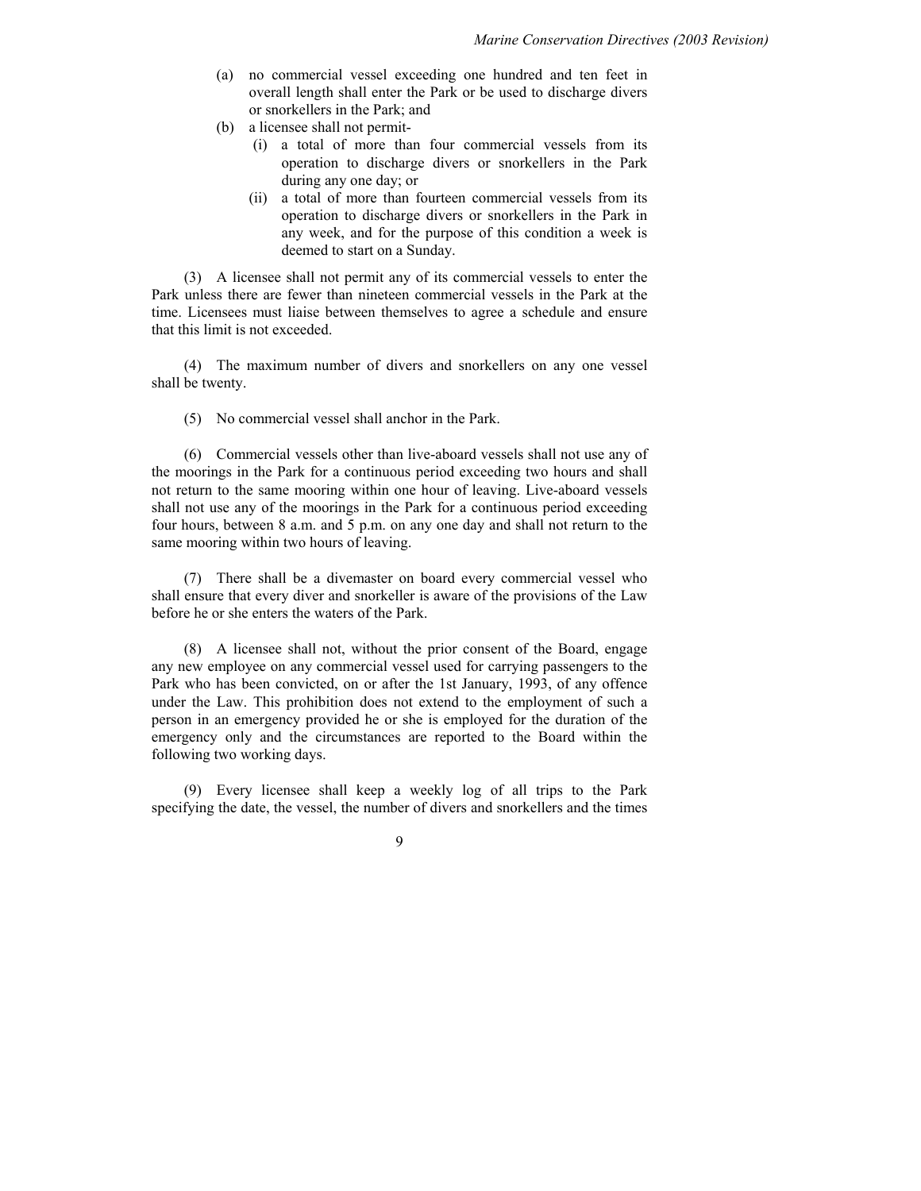(a) no commercial vessel exceeding one hundred and ten feet in overall length shall enter the Park or be used to discharge divers or snorkellers in the Park; and

(b) a licensee shall not permit-

  (i) a total of more than four commercial vessels from its operation to discharge divers or snorkellers in the Park during any one day; or

  (ii) a total of more than fourteen commercial vessels from its operation to discharge divers or snorkellers in the Park in any week, and for the purpose of this condition a week is deemed to start on a Sunday.

(3) A licensee shall not permit any of its commercial vessels to enter the Park unless there are fewer than nineteen commercial vessels in the Park at the time. Licensees must liaise between themselves to agree a schedule and ensure that this limit is not exceeded.

(4) The maximum number of divers and snorkellers on any one vessel shall be twenty.

(5) No commercial vessel shall anchor in the Park.

(6) Commercial vessels other than live-aboard vessels shall not use any of the moorings in the Park for a continuous period exceeding two hours and shall not return to the same mooring within one hour of leaving. Live-aboard vessels shall not use any of the moorings in the Park for a continuous period exceeding four hours, between 8 a.m. and 5 p.m. on any one day and shall not return to the same mooring within two hours of leaving.

(7) There shall be a divemaster on board every commercial vessel who shall ensure that every diver and snorkeller is aware of the provisions of the Law before he or she enters the waters of the Park.

(8) A licensee shall not, without the prior consent of the Board, engage any new employee on any commercial vessel used for carrying passengers to the Park who has been convicted, on or after the 1st January, 1993, of any offence under the Law. This prohibition does not extend to the employment of such a person in an emergency provided he or she is employed for the duration of the emergency only and the circumstances are reported to the Board within the following two working days.

(9) Every licensee shall keep a weekly log of all trips to the Park specifying the date, the vessel, the number of divers and snorkellers and the times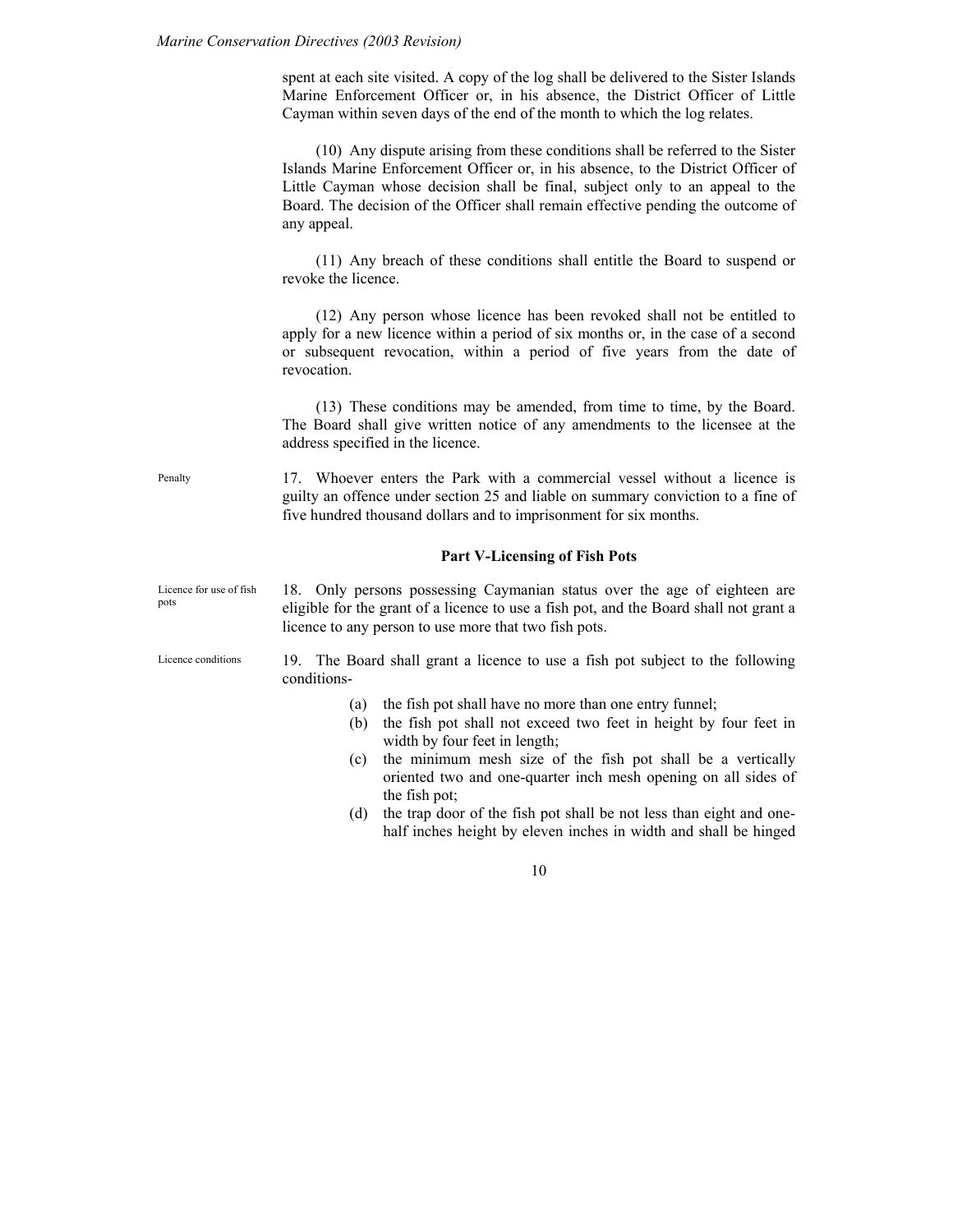spent at each site visited. A copy of the log shall be delivered to the Sister Islands Marine Enforcement Officer or, in his absence, the District Officer of Little Cayman within seven days of the end of the month to which the log relates.

(10) Any dispute arising from these conditions shall be referred to the Sister Islands Marine Enforcement Officer or, in his absence, to the District Officer of Little Cayman whose decision shall be final, subject only to an appeal to the Board. The decision of the Officer shall remain effective pending the outcome of any appeal.

(11) Any breach of these conditions shall entitle the Board to suspend or revoke the licence.

(12) Any person whose licence has been revoked shall not be entitled to apply for a new licence within a period of six months or, in the case of a second or subsequent revocation, within a period of five years from the date of revocation.

(13) These conditions may be amended, from time to time, by the Board. The Board shall give written notice of any amendments to the licensee at the address specified in the licence.

Penalty

17. Whoever enters the Park with a commercial vessel without a licence is guilty an offence under section 25 and liable on summary conviction to a fine of five hundred thousand dollars and to imprisonment for six months.

## Part V-Licensing of Fish Pots

Licence for use of fish pots

18. Only persons possessing Caymanian status over the age of eighteen are eligible for the grant of a licence to use a fish pot, and the Board shall not grant a licence to any person to use more that two fish pots.

Licence conditions

19. The Board shall grant a licence to use a fish pot subject to the following conditions-

(a) the fish pot shall have no more than one entry funnel;
(b) the fish pot shall not exceed two feet in height by four feet in width by four feet in length;
(c) the minimum mesh size of the fish pot shall be a vertically oriented two and one-quarter inch mesh opening on all sides of the fish pot;
(d) the trap door of the fish pot shall be not less than eight and one-half inches height by eleven inches in width and shall be hinged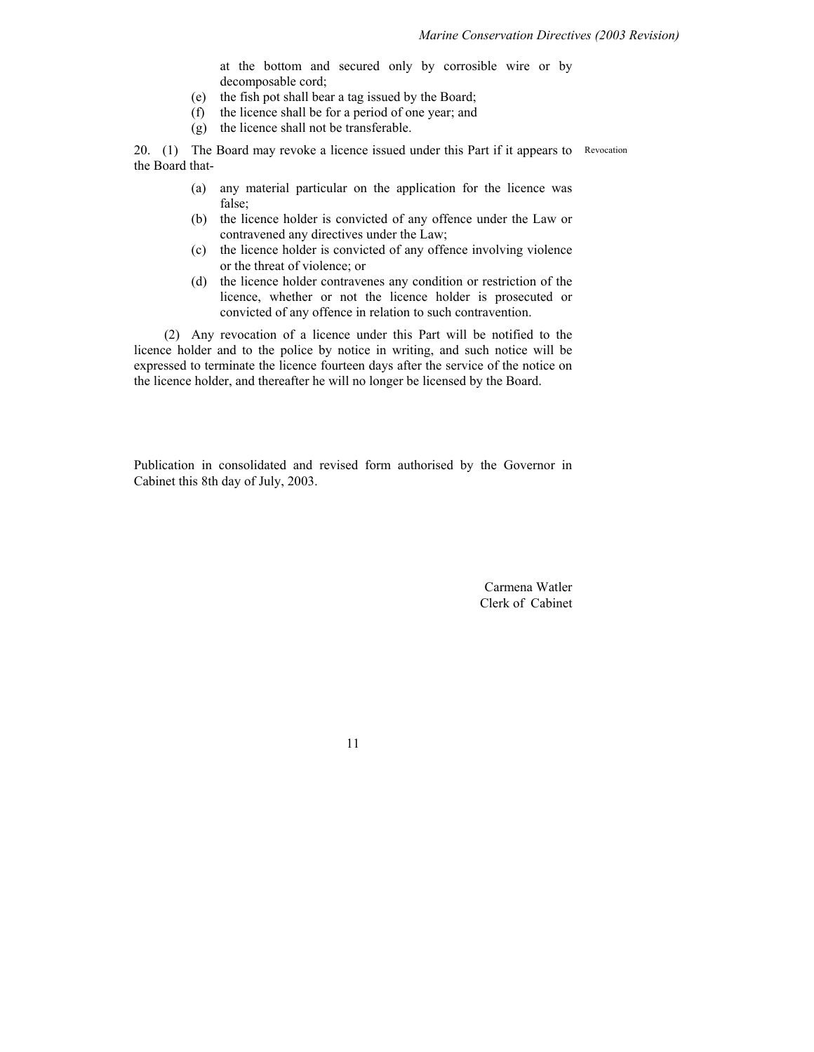at the bottom and secured only by corrosible wire or by decomposable cord;

(e) the fish pot shall bear a tag issued by the Board;

(f) the licence shall be for a period of one year; and

(g) the licence shall not be transferable.

Revocation

20. (1) The Board may revoke a licence issued under this Part if it appears to the Board that-

(a) any material particular on the application for the licence was false;

(b) the licence holder is convicted of any offence under the Law or contravened any directives under the Law;

(c) the licence holder is convicted of any offence involving violence or the threat of violence; or

(d) the licence holder contravenes any condition or restriction of the licence, whether or not the licence holder is prosecuted or convicted of any offence in relation to such contravention.

(2) Any revocation of a licence under this Part will be notified to the licence holder and to the police by notice in writing, and such notice will be expressed to terminate the licence fourteen days after the service of the notice on the licence holder, and thereafter he will no longer be licensed by the Board.

Publication in consolidated and revised form authorised by the Governor in Cabinet this 8th day of July, 2003.

Carmena Watler
Clerk of Cabinet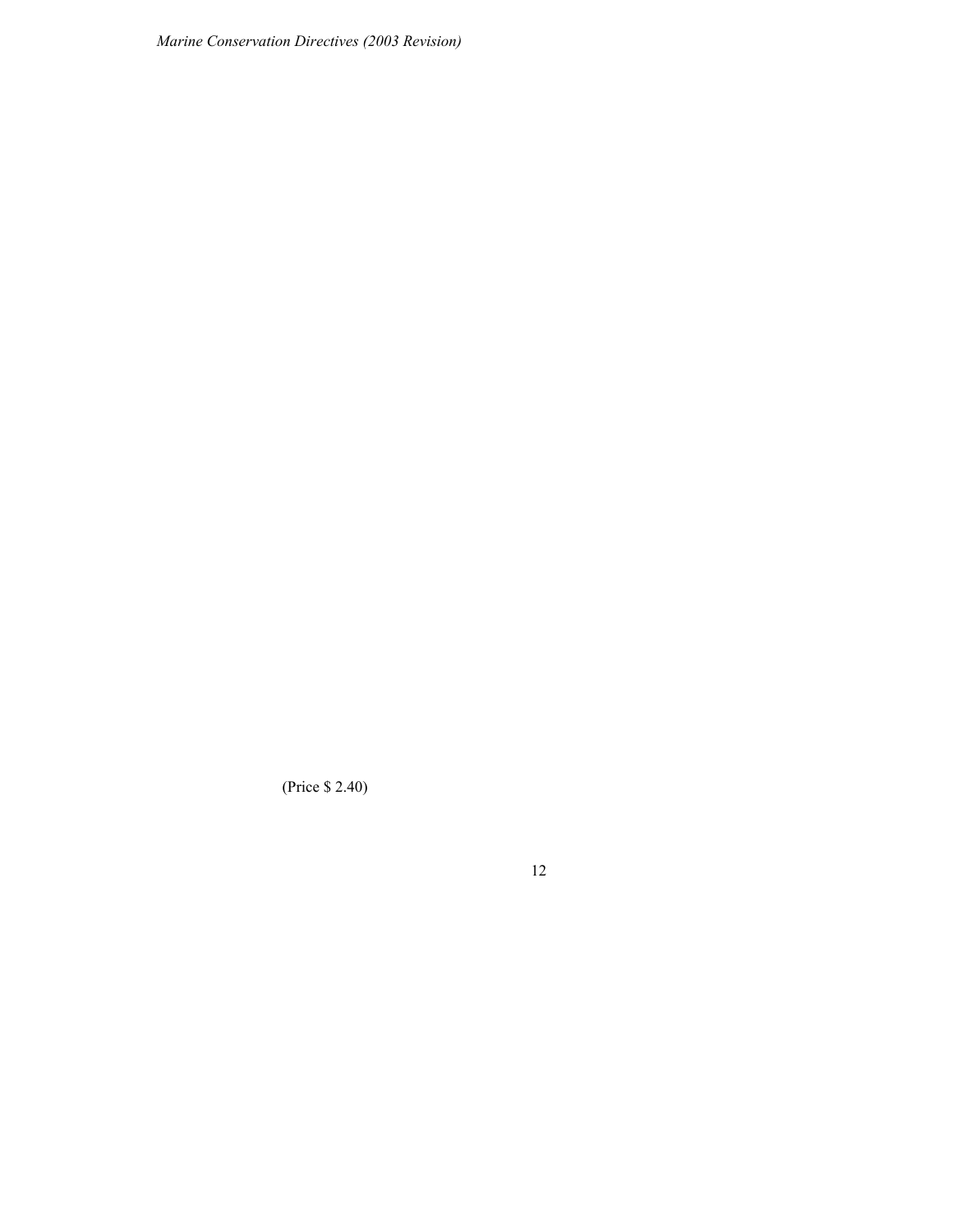(Price $ 2.40)